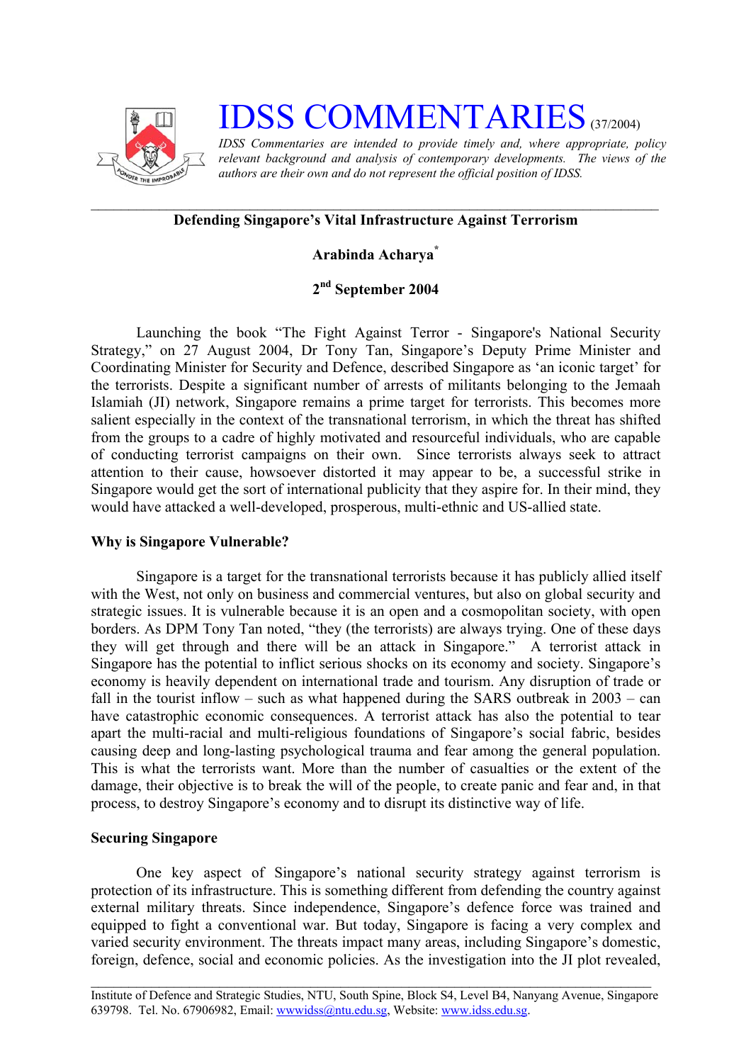# IDSS COMMENTARIES (37/2004)

*IDSS Commentaries are intended to provide timely and, where appropriate, policy relevant background and analysis of contemporary developments. The views of the authors are their own and do not represent the official position of IDSS.*

---

## Defending Singapore's Vital Infrastructure Against Terrorism

**Arabinda Acharya***

**2nd September 2004**

Launching the book "The Fight Against Terror - Singapore's National Security Strategy," on 27 August 2004, Dr Tony Tan, Singapore's Deputy Prime Minister and Coordinating Minister for Security and Defence, described Singapore as 'an iconic target' for the terrorists. Despite a significant number of arrests of militants belonging to the Jemaah Islamiah (JI) network, Singapore remains a prime target for terrorists. This becomes more salient especially in the context of the transnational terrorism, in which the threat has shifted from the groups to a cadre of highly motivated and resourceful individuals, who are capable of conducting terrorist campaigns on their own. Since terrorists always seek to attract attention to their cause, howsoever distorted it may appear to be, a successful strike in Singapore would get the sort of international publicity that they aspire for. In their mind, they would have attacked a well-developed, prosperous, multi-ethnic and US-allied state.

### Why is Singapore Vulnerable?

Singapore is a target for the transnational terrorists because it has publicly allied itself with the West, not only on business and commercial ventures, but also on global security and strategic issues. It is vulnerable because it is an open and a cosmopolitan society, with open borders. As DPM Tony Tan noted, "they (the terrorists) are always trying. One of these days they will get through and there will be an attack in Singapore." A terrorist attack in Singapore has the potential to inflict serious shocks on its economy and society. Singapore's economy is heavily dependent on international trade and tourism. Any disruption of trade or fall in the tourist inflow – such as what happened during the SARS outbreak in 2003 – can have catastrophic economic consequences. A terrorist attack has also the potential to tear apart the multi-racial and multi-religious foundations of Singapore's social fabric, besides causing deep and long-lasting psychological trauma and fear among the general population. This is what the terrorists want. More than the number of casualties or the extent of the damage, their objective is to break the will of the people, to create panic and fear and, in that process, to destroy Singapore's economy and to disrupt its distinctive way of life.

### Securing Singapore

One key aspect of Singapore's national security strategy against terrorism is protection of its infrastructure. This is something different from defending the country against external military threats. Since independence, Singapore's defence force was trained and equipped to fight a conventional war. But today, Singapore is facing a very complex and varied security environment. The threats impact many areas, including Singapore's domestic, foreign, defence, social and economic policies. As the investigation into the JI plot revealed,

---

Institute of Defence and Strategic Studies, NTU, South Spine, Block S4, Level B4, Nanyang Avenue, Singapore 639798. Tel. No. 67906982, Email: wwwidss@ntu.edu.sg, Website: www.idss.edu.sg.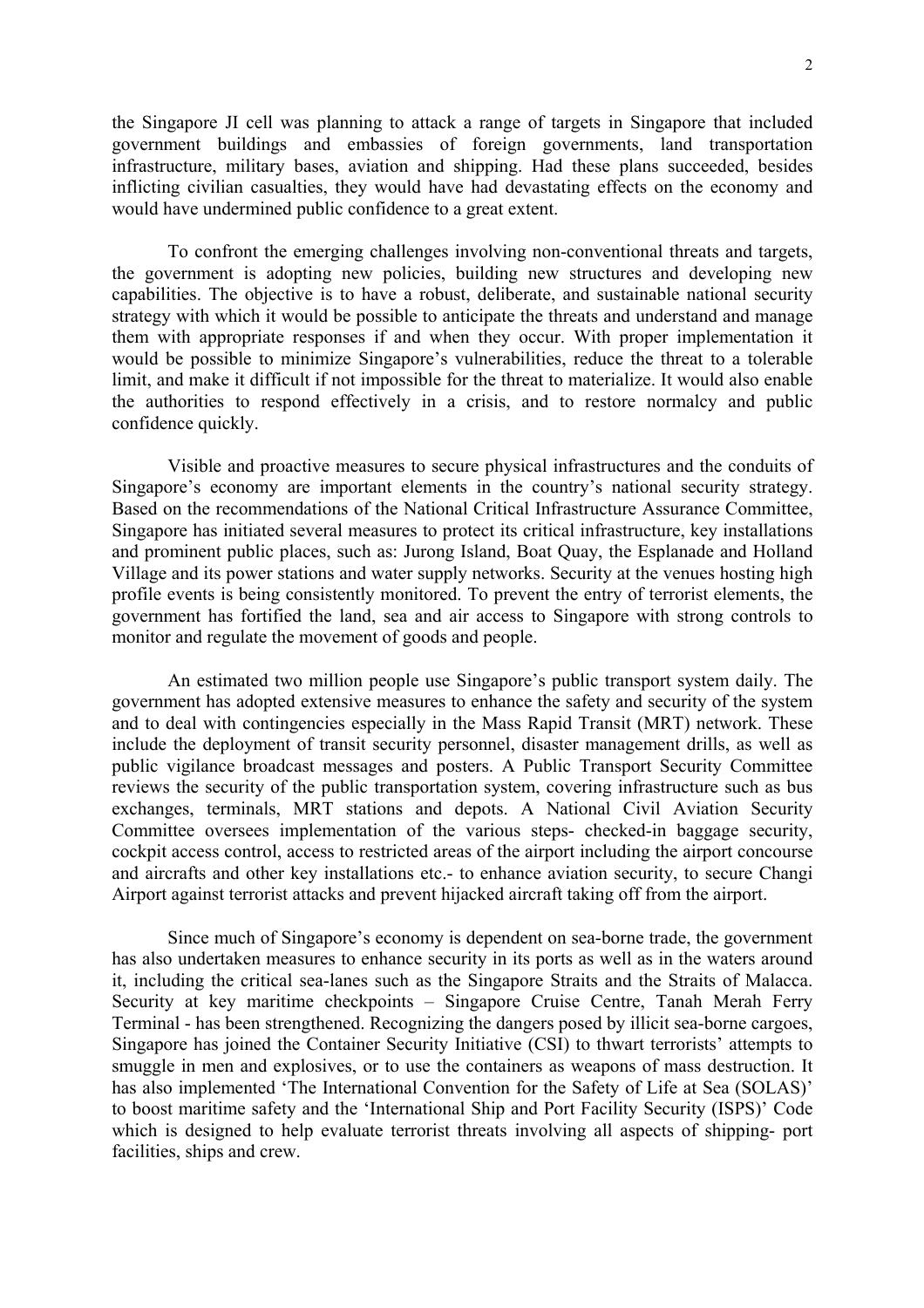the Singapore JI cell was planning to attack a range of targets in Singapore that included government buildings and embassies of foreign governments, land transportation infrastructure, military bases, aviation and shipping. Had these plans succeeded, besides inflicting civilian casualties, they would have had devastating effects on the economy and would have undermined public confidence to a great extent.

To confront the emerging challenges involving non-conventional threats and targets, the government is adopting new policies, building new structures and developing new capabilities. The objective is to have a robust, deliberate, and sustainable national security strategy with which it would be possible to anticipate the threats and understand and manage them with appropriate responses if and when they occur. With proper implementation it would be possible to minimize Singapore's vulnerabilities, reduce the threat to a tolerable limit, and make it difficult if not impossible for the threat to materialize. It would also enable the authorities to respond effectively in a crisis, and to restore normalcy and public confidence quickly.

Visible and proactive measures to secure physical infrastructures and the conduits of Singapore's economy are important elements in the country's national security strategy. Based on the recommendations of the National Critical Infrastructure Assurance Committee, Singapore has initiated several measures to protect its critical infrastructure, key installations and prominent public places, such as: Jurong Island, Boat Quay, the Esplanade and Holland Village and its power stations and water supply networks. Security at the venues hosting high profile events is being consistently monitored. To prevent the entry of terrorist elements, the government has fortified the land, sea and air access to Singapore with strong controls to monitor and regulate the movement of goods and people.

An estimated two million people use Singapore's public transport system daily. The government has adopted extensive measures to enhance the safety and security of the system and to deal with contingencies especially in the Mass Rapid Transit (MRT) network. These include the deployment of transit security personnel, disaster management drills, as well as public vigilance broadcast messages and posters. A Public Transport Security Committee reviews the security of the public transportation system, covering infrastructure such as bus exchanges, terminals, MRT stations and depots. A National Civil Aviation Security Committee oversees implementation of the various steps- checked-in baggage security, cockpit access control, access to restricted areas of the airport including the airport concourse and aircrafts and other key installations etc.- to enhance aviation security, to secure Changi Airport against terrorist attacks and prevent hijacked aircraft taking off from the airport.

Since much of Singapore's economy is dependent on sea-borne trade, the government has also undertaken measures to enhance security in its ports as well as in the waters around it, including the critical sea-lanes such as the Singapore Straits and the Straits of Malacca. Security at key maritime checkpoints – Singapore Cruise Centre, Tanah Merah Ferry Terminal - has been strengthened. Recognizing the dangers posed by illicit sea-borne cargoes, Singapore has joined the Container Security Initiative (CSI) to thwart terrorists' attempts to smuggle in men and explosives, or to use the containers as weapons of mass destruction. It has also implemented 'The International Convention for the Safety of Life at Sea (SOLAS)' to boost maritime safety and the 'International Ship and Port Facility Security (ISPS)' Code which is designed to help evaluate terrorist threats involving all aspects of shipping- port facilities, ships and crew.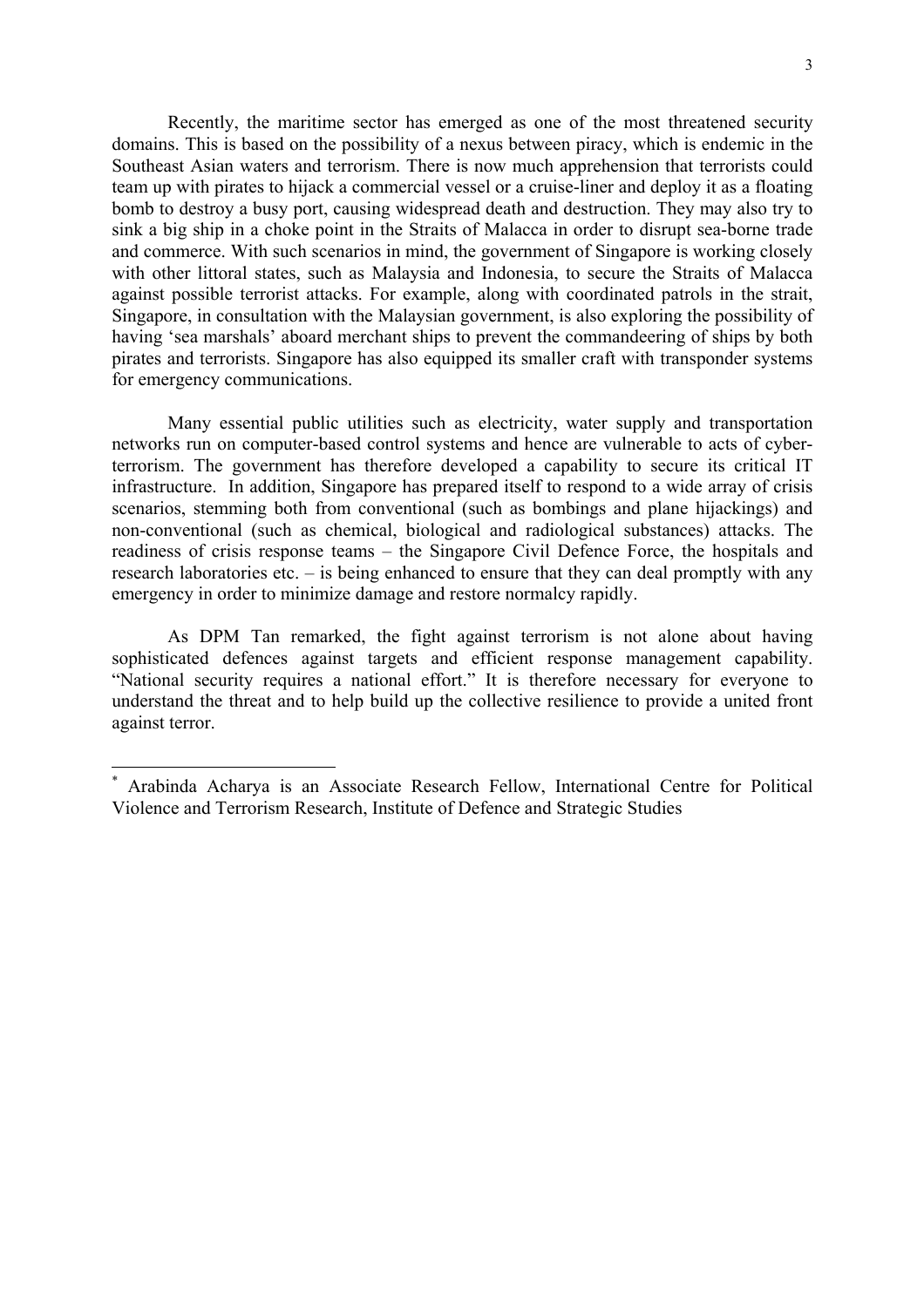Recently, the maritime sector has emerged as one of the most threatened security domains. This is based on the possibility of a nexus between piracy, which is endemic in the Southeast Asian waters and terrorism. There is now much apprehension that terrorists could team up with pirates to hijack a commercial vessel or a cruise-liner and deploy it as a floating bomb to destroy a busy port, causing widespread death and destruction. They may also try to sink a big ship in a choke point in the Straits of Malacca in order to disrupt sea-borne trade and commerce. With such scenarios in mind, the government of Singapore is working closely with other littoral states, such as Malaysia and Indonesia, to secure the Straits of Malacca against possible terrorist attacks. For example, along with coordinated patrols in the strait, Singapore, in consultation with the Malaysian government, is also exploring the possibility of having 'sea marshals' aboard merchant ships to prevent the commandeering of ships by both pirates and terrorists. Singapore has also equipped its smaller craft with transponder systems for emergency communications.

Many essential public utilities such as electricity, water supply and transportation networks run on computer-based control systems and hence are vulnerable to acts of cyber-terrorism. The government has therefore developed a capability to secure its critical IT infrastructure. In addition, Singapore has prepared itself to respond to a wide array of crisis scenarios, stemming both from conventional (such as bombings and plane hijackings) and non-conventional (such as chemical, biological and radiological substances) attacks. The readiness of crisis response teams – the Singapore Civil Defence Force, the hospitals and research laboratories etc. – is being enhanced to ensure that they can deal promptly with any emergency in order to minimize damage and restore normalcy rapidly.

As DPM Tan remarked, the fight against terrorism is not alone about having sophisticated defences against targets and efficient response management capability. "National security requires a national effort." It is therefore necessary for everyone to understand the threat and to help build up the collective resilience to provide a united front against terror.

---

[*] Arabinda Acharya is an Associate Research Fellow, International Centre for Political Violence and Terrorism Research, Institute of Defence and Strategic Studies